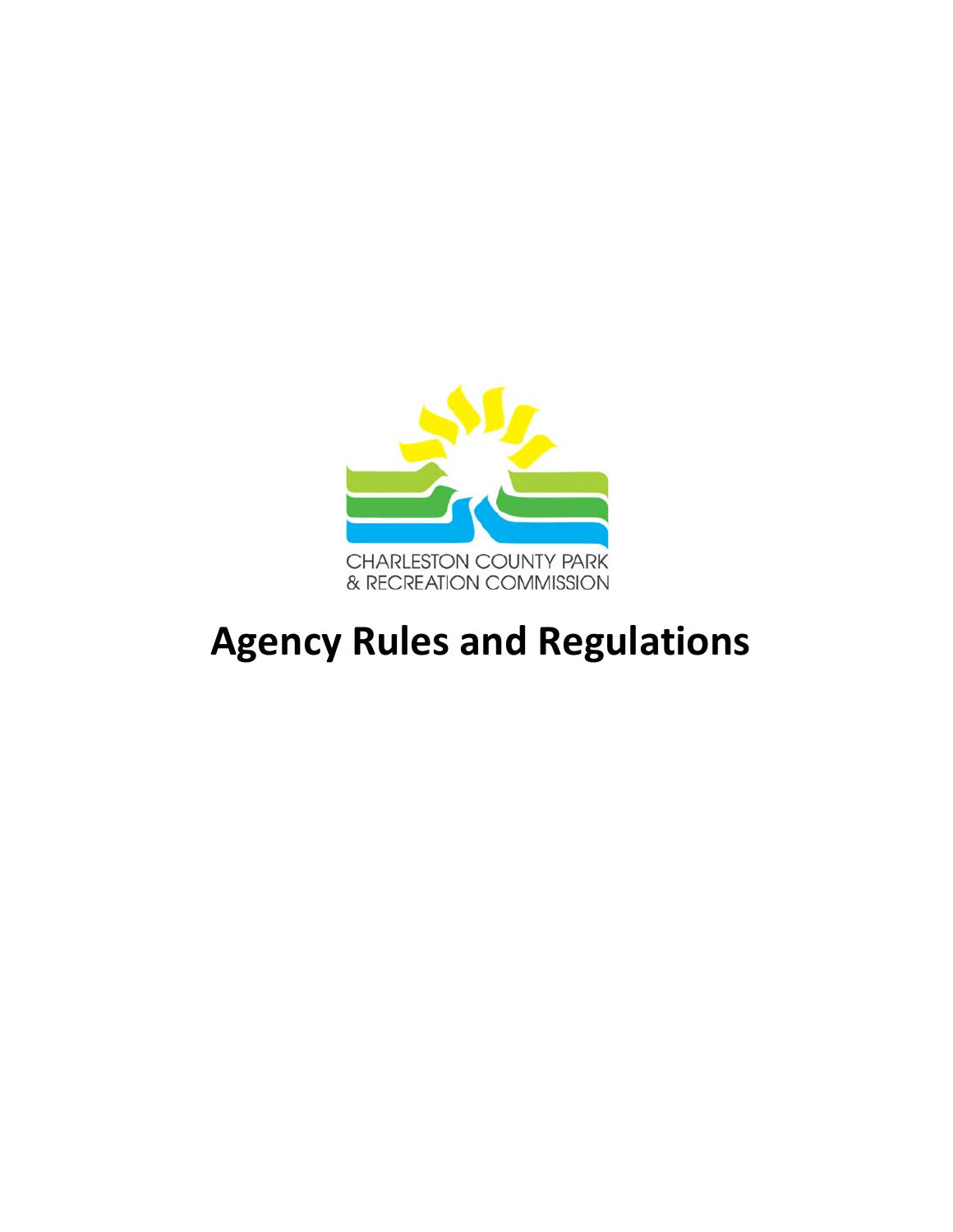CHARLESTON COUNTY PARK
& RECREATION COMMISSION

# Agency Rules and Regulations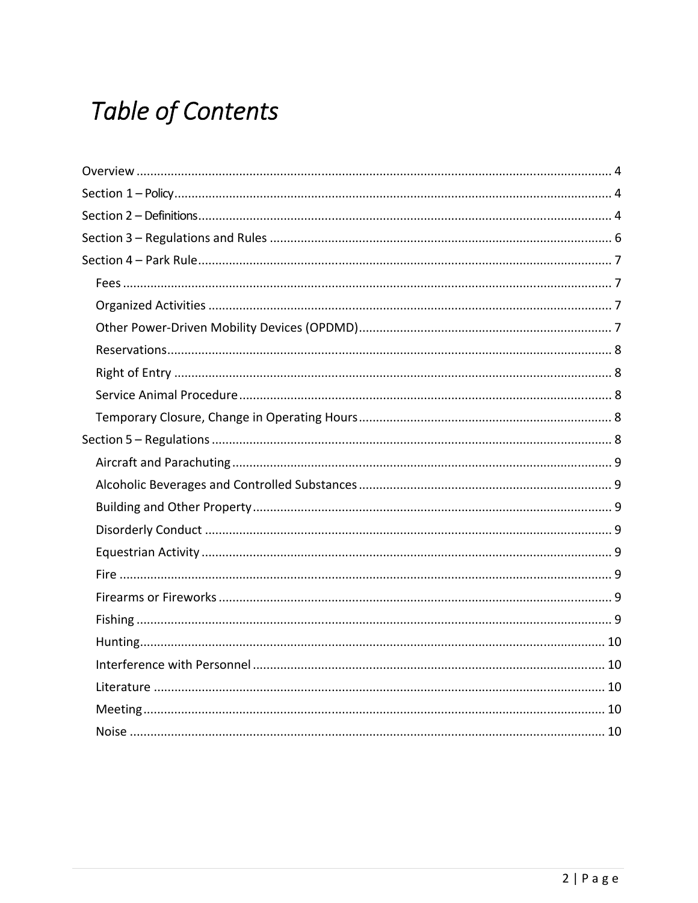# *Table of Contents*

Overview ..... 4
Section 1 – Policy ..... 4
Section 2 – Definitions ..... 4
Section 3 – Regulations and Rules ..... 6
Section 4 – Park Rule ..... 7
- Fees ..... 7
- Organized Activities ..... 7
- Other Power-Driven Mobility Devices (OPDMD) ..... 7
- Reservations ..... 8
- Right of Entry ..... 8
- Service Animal Procedure ..... 8
- Temporary Closure, Change in Operating Hours ..... 8

Section 5 – Regulations ..... 8
- Aircraft and Parachuting ..... 9
- Alcoholic Beverages and Controlled Substances ..... 9
- Building and Other Property ..... 9
- Disorderly Conduct ..... 9
- Equestrian Activity ..... 9
- Fire ..... 9
- Firearms or Fireworks ..... 9
- Fishing ..... 9
- Hunting ..... 10
- Interference with Personnel ..... 10
- Literature ..... 10
- Meeting ..... 10
- Noise ..... 10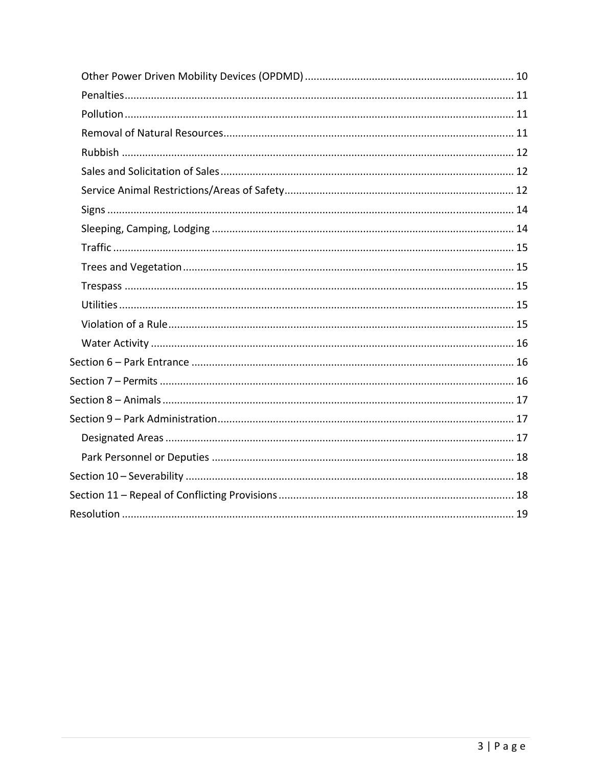- Other Power Driven Mobility Devices (OPDMD) ........ 10
- Penalties ........ 11
- Pollution ........ 11
- Removal of Natural Resources ........ 11
- Rubbish ........ 12
- Sales and Solicitation of Sales ........ 12
- Service Animal Restrictions/Areas of Safety ........ 12
- Signs ........ 14
- Sleeping, Camping, Lodging ........ 14
- Traffic ........ 15
- Trees and Vegetation ........ 15
- Trespass ........ 15
- Utilities ........ 15
- Violation of a Rule ........ 15
- Water Activity ........ 16

Section 6 – Park Entrance ........ 16

Section 7 – Permits ........ 16

Section 8 – Animals ........ 17

Section 9 – Park Administration ........ 17

- Designated Areas ........ 17
- Park Personnel or Deputies ........ 18

Section 10 – Severability ........ 18

Section 11 – Repeal of Conflicting Provisions ........ 18

Resolution ........ 19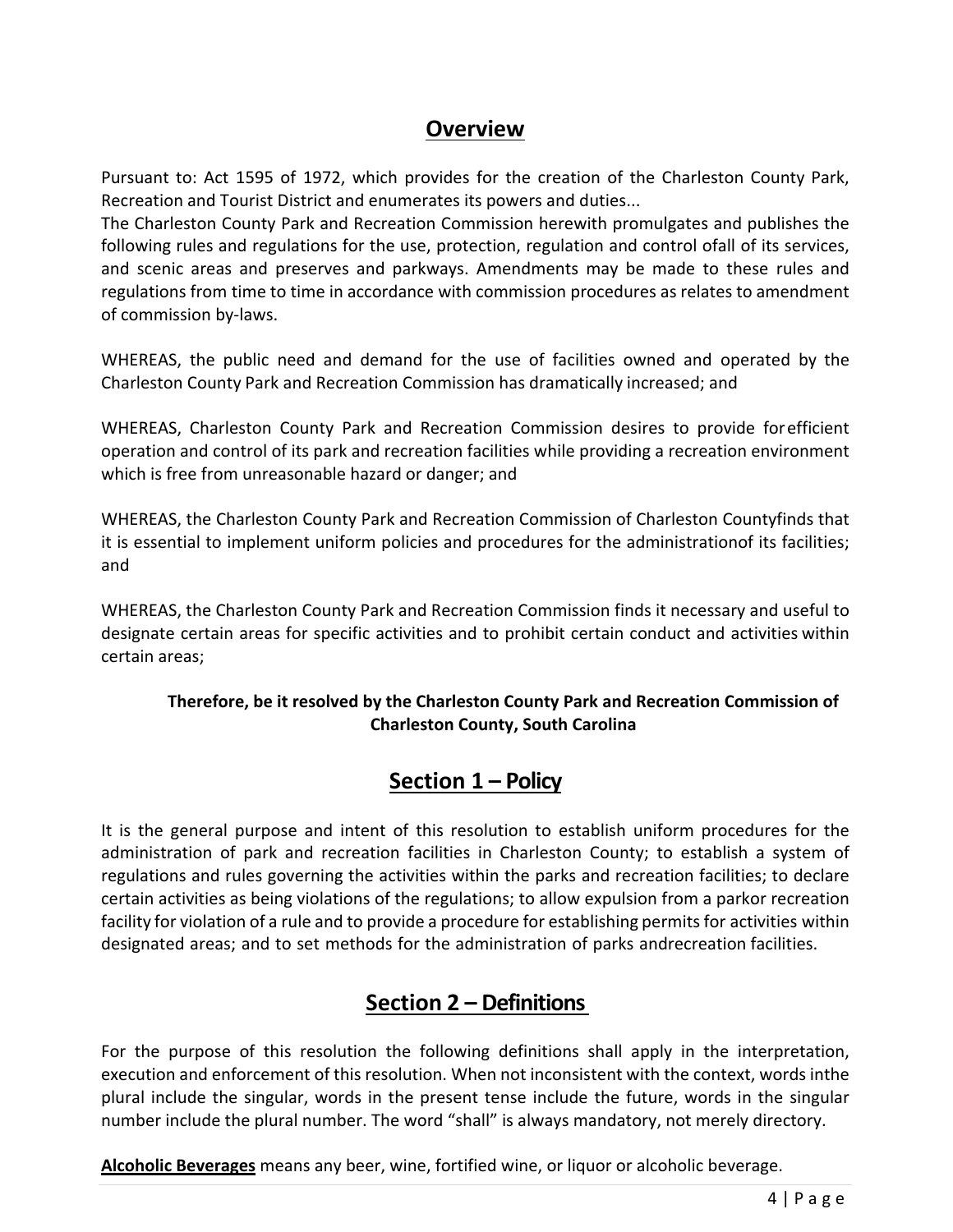## Overview

Pursuant to: Act 1595 of 1972, which provides for the creation of the Charleston County Park, Recreation and Tourist District and enumerates its powers and duties...
The Charleston County Park and Recreation Commission herewith promulgates and publishes the following rules and regulations for the use, protection, regulation and control ofall of its services, and scenic areas and preserves and parkways. Amendments may be made to these rules and regulations from time to time in accordance with commission procedures as relates to amendment of commission by-laws.

WHEREAS, the public need and demand for the use of facilities owned and operated by the Charleston County Park and Recreation Commission has dramatically increased; and

WHEREAS, Charleston County Park and Recreation Commission desires to provide forefficient operation and control of its park and recreation facilities while providing a recreation environment which is free from unreasonable hazard or danger; and

WHEREAS, the Charleston County Park and Recreation Commission of Charleston Countyfinds that it is essential to implement uniform policies and procedures for the administrationof its facilities; and

WHEREAS, the Charleston County Park and Recreation Commission finds it necessary and useful to designate certain areas for specific activities and to prohibit certain conduct and activities within certain areas;

**Therefore, be it resolved by the Charleston County Park and Recreation Commission of Charleston County, South Carolina**

## Section 1 – Policy

It is the general purpose and intent of this resolution to establish uniform procedures for the administration of park and recreation facilities in Charleston County; to establish a system of regulations and rules governing the activities within the parks and recreation facilities; to declare certain activities as being violations of the regulations; to allow expulsion from a parkor recreation facility for violation of a rule and to provide a procedure for establishing permits for activities within designated areas; and to set methods for the administration of parks andrecreation facilities.

## Section 2 – Definitions

For the purpose of this resolution the following definitions shall apply in the interpretation, execution and enforcement of this resolution. When not inconsistent with the context, words inthe plural include the singular, words in the present tense include the future, words in the singular number include the plural number. The word "shall" is always mandatory, not merely directory.

**Alcoholic Beverages** means any beer, wine, fortified wine, or liquor or alcoholic beverage.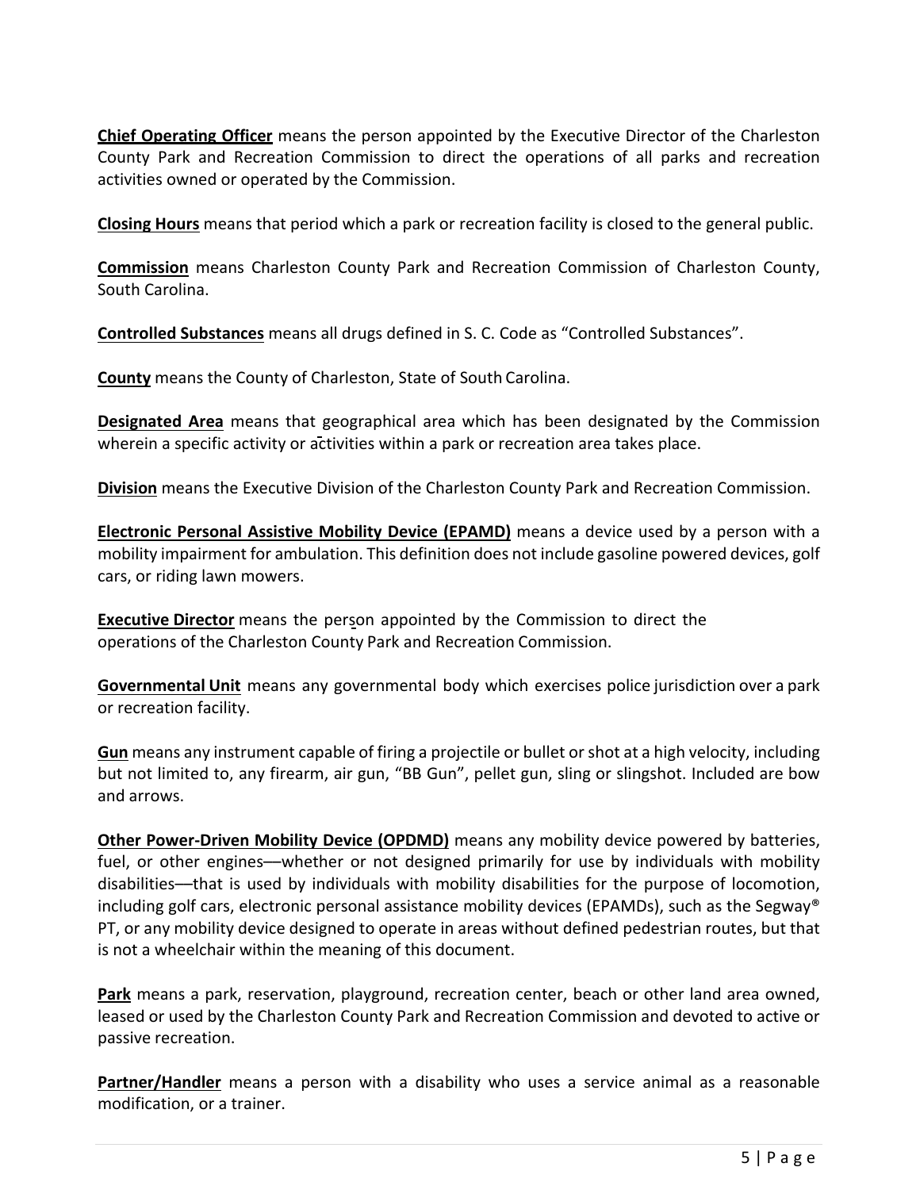**Chief Operating Officer** means the person appointed by the Executive Director of the Charleston County Park and Recreation Commission to direct the operations of all parks and recreation activities owned or operated by the Commission.

**Closing Hours** means that period which a park or recreation facility is closed to the general public.

**Commission** means Charleston County Park and Recreation Commission of Charleston County, South Carolina.

**Controlled Substances** means all drugs defined in S. C. Code as "Controlled Substances".

**County** means the County of Charleston, State of South Carolina.

**Designated Area** means that geographical area which has been designated by the Commission wherein a specific activity or activities within a park or recreation area takes place.

**Division** means the Executive Division of the Charleston County Park and Recreation Commission.

**Electronic Personal Assistive Mobility Device (EPAMD)** means a device used by a person with a mobility impairment for ambulation. This definition does not include gasoline powered devices, golf cars, or riding lawn mowers.

**Executive Director** means the person appointed by the Commission to direct the operations of the Charleston County Park and Recreation Commission.

**Governmental Unit** means any governmental body which exercises police jurisdiction over a park or recreation facility.

**Gun** means any instrument capable of firing a projectile or bullet or shot at a high velocity, including but not limited to, any firearm, air gun, "BB Gun", pellet gun, sling or slingshot. Included are bow and arrows.

**Other Power-Driven Mobility Device (OPDMD)** means any mobility device powered by batteries, fuel, or other engines—whether or not designed primarily for use by individuals with mobility disabilities—that is used by individuals with mobility disabilities for the purpose of locomotion, including golf cars, electronic personal assistance mobility devices (EPAMDs), such as the Segway® PT, or any mobility device designed to operate in areas without defined pedestrian routes, but that is not a wheelchair within the meaning of this document.

**Park** means a park, reservation, playground, recreation center, beach or other land area owned, leased or used by the Charleston County Park and Recreation Commission and devoted to active or passive recreation.

**Partner/Handler** means a person with a disability who uses a service animal as a reasonable modification, or a trainer.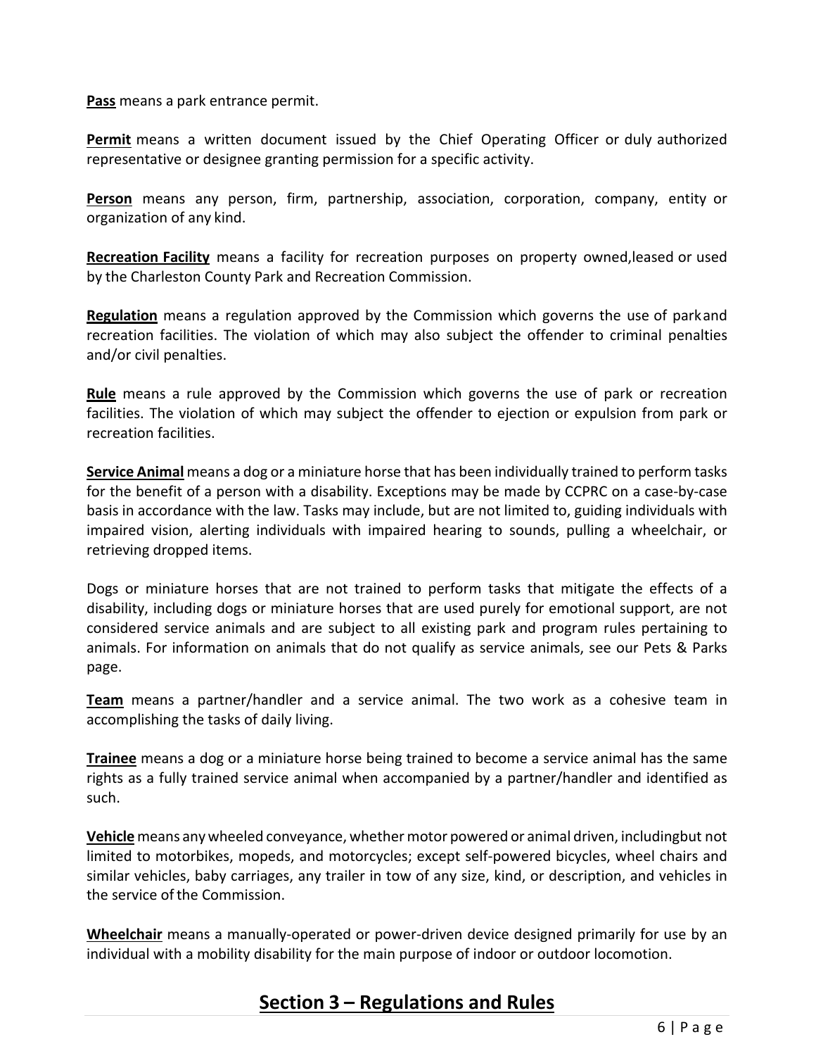**Pass** means a park entrance permit.

**Permit** means a written document issued by the Chief Operating Officer or duly authorized representative or designee granting permission for a specific activity.

**Person** means any person, firm, partnership, association, corporation, company, entity or organization of any kind.

**Recreation Facility** means a facility for recreation purposes on property owned,leased or used by the Charleston County Park and Recreation Commission.

**Regulation** means a regulation approved by the Commission which governs the use of parkand recreation facilities. The violation of which may also subject the offender to criminal penalties and/or civil penalties.

**Rule** means a rule approved by the Commission which governs the use of park or recreation facilities. The violation of which may subject the offender to ejection or expulsion from park or recreation facilities.

**Service Animal** means a dog or a miniature horse that has been individually trained to perform tasks for the benefit of a person with a disability. Exceptions may be made by CCPRC on a case-by-case basis in accordance with the law. Tasks may include, but are not limited to, guiding individuals with impaired vision, alerting individuals with impaired hearing to sounds, pulling a wheelchair, or retrieving dropped items.

Dogs or miniature horses that are not trained to perform tasks that mitigate the effects of a disability, including dogs or miniature horses that are used purely for emotional support, are not considered service animals and are subject to all existing park and program rules pertaining to animals. For information on animals that do not qualify as service animals, see our Pets & Parks page.

**Team** means a partner/handler and a service animal. The two work as a cohesive team in accomplishing the tasks of daily living.

**Trainee** means a dog or a miniature horse being trained to become a service animal has the same rights as a fully trained service animal when accompanied by a partner/handler and identified as such.

**Vehicle** means any wheeled conveyance, whether motor powered or animal driven, includingbut not limited to motorbikes, mopeds, and motorcycles; except self-powered bicycles, wheel chairs and similar vehicles, baby carriages, any trailer in tow of any size, kind, or description, and vehicles in the service of the Commission.

**Wheelchair** means a manually-operated or power-driven device designed primarily for use by an individual with a mobility disability for the main purpose of indoor or outdoor locomotion.

## Section 3 – Regulations and Rules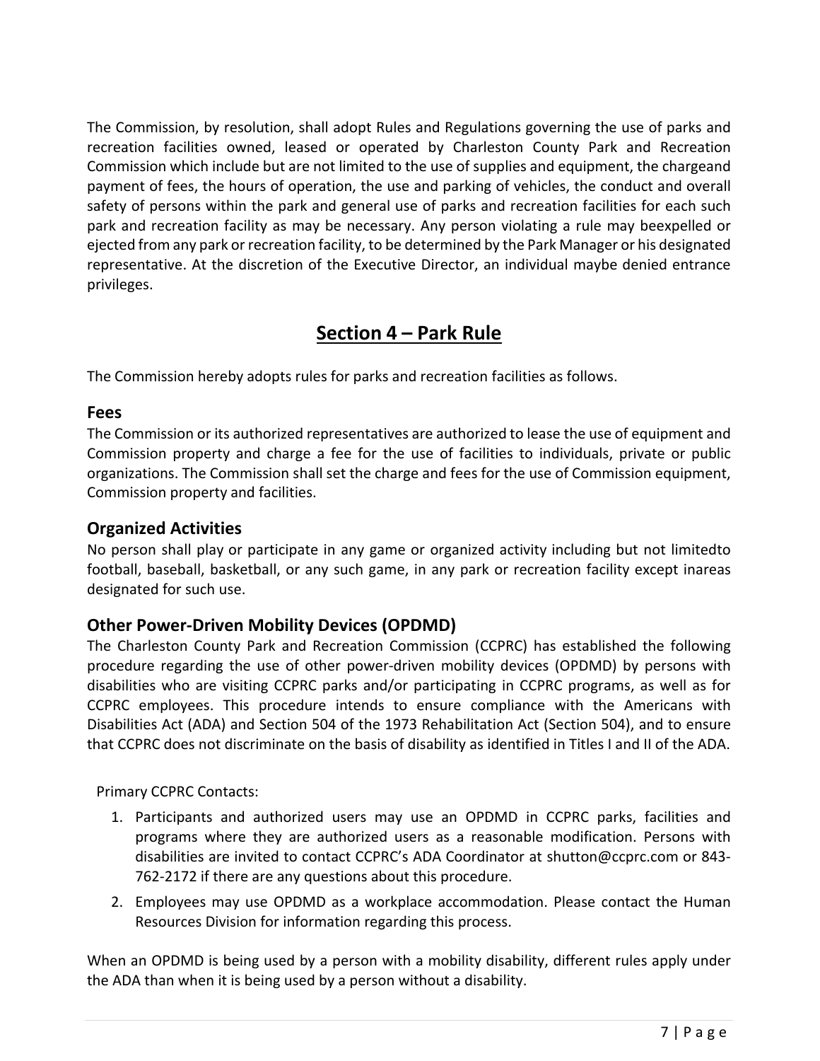The Commission, by resolution, shall adopt Rules and Regulations governing the use of parks and recreation facilities owned, leased or operated by Charleston County Park and Recreation Commission which include but are not limited to the use of supplies and equipment, the chargeand payment of fees, the hours of operation, the use and parking of vehicles, the conduct and overall safety of persons within the park and general use of parks and recreation facilities for each such park and recreation facility as may be necessary. Any person violating a rule may beexpelled or ejected from any park or recreation facility, to be determined by the Park Manager or his designated representative. At the discretion of the Executive Director, an individual maybe denied entrance privileges.

## Section 4 – Park Rule

The Commission hereby adopts rules for parks and recreation facilities as follows.

### Fees

The Commission or its authorized representatives are authorized to lease the use of equipment and Commission property and charge a fee for the use of facilities to individuals, private or public organizations. The Commission shall set the charge and fees for the use of Commission equipment, Commission property and facilities.

### Organized Activities

No person shall play or participate in any game or organized activity including but not limitedto football, baseball, basketball, or any such game, in any park or recreation facility except inareas designated for such use.

### Other Power-Driven Mobility Devices (OPDMD)

The Charleston County Park and Recreation Commission (CCPRC) has established the following procedure regarding the use of other power-driven mobility devices (OPDMD) by persons with disabilities who are visiting CCPRC parks and/or participating in CCPRC programs, as well as for CCPRC employees. This procedure intends to ensure compliance with the Americans with Disabilities Act (ADA) and Section 504 of the 1973 Rehabilitation Act (Section 504), and to ensure that CCPRC does not discriminate on the basis of disability as identified in Titles I and II of the ADA.

Primary CCPRC Contacts:

1. Participants and authorized users may use an OPDMD in CCPRC parks, facilities and programs where they are authorized users as a reasonable modification. Persons with disabilities are invited to contact CCPRC's ADA Coordinator at shutton@ccprc.com or 843-762-2172 if there are any questions about this procedure.
2. Employees may use OPDMD as a workplace accommodation. Please contact the Human Resources Division for information regarding this process.

When an OPDMD is being used by a person with a mobility disability, different rules apply under the ADA than when it is being used by a person without a disability.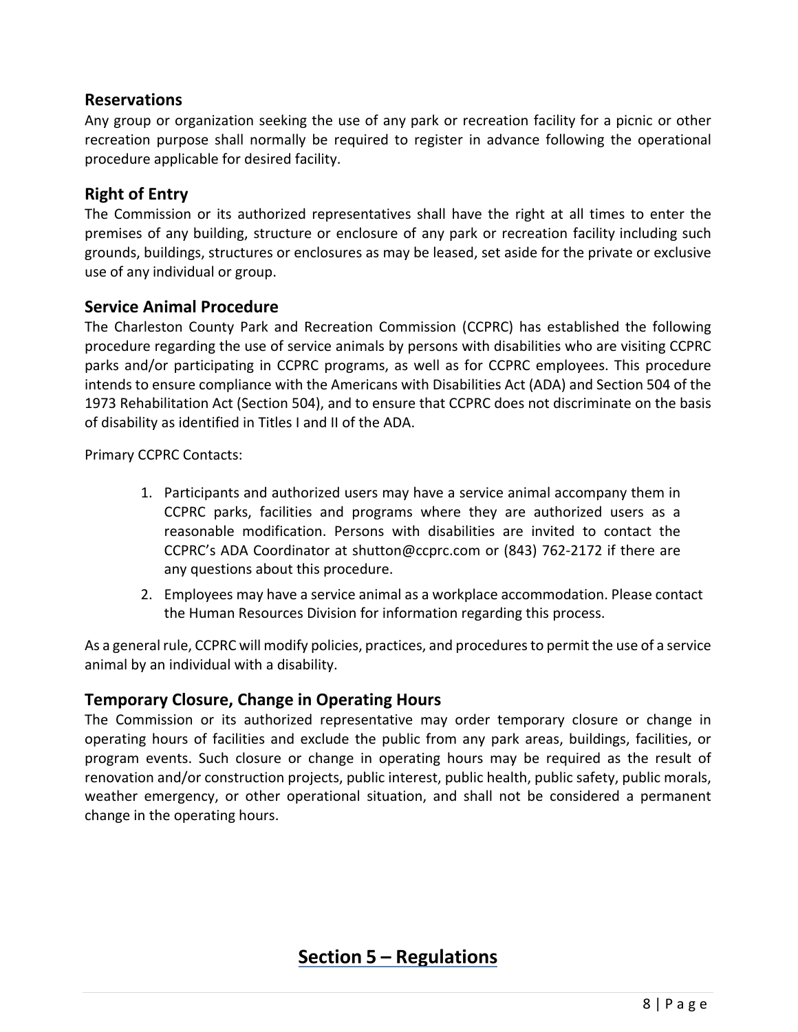### Reservations

Any group or organization seeking the use of any park or recreation facility for a picnic or other recreation purpose shall normally be required to register in advance following the operational procedure applicable for desired facility.

### Right of Entry

The Commission or its authorized representatives shall have the right at all times to enter the premises of any building, structure or enclosure of any park or recreation facility including such grounds, buildings, structures or enclosures as may be leased, set aside for the private or exclusive use of any individual or group.

### Service Animal Procedure

The Charleston County Park and Recreation Commission (CCPRC) has established the following procedure regarding the use of service animals by persons with disabilities who are visiting CCPRC parks and/or participating in CCPRC programs, as well as for CCPRC employees. This procedure intends to ensure compliance with the Americans with Disabilities Act (ADA) and Section 504 of the 1973 Rehabilitation Act (Section 504), and to ensure that CCPRC does not discriminate on the basis of disability as identified in Titles I and II of the ADA.

Primary CCPRC Contacts:

1. Participants and authorized users may have a service animal accompany them in CCPRC parks, facilities and programs where they are authorized users as a reasonable modification. Persons with disabilities are invited to contact the CCPRC's ADA Coordinator at shutton@ccprc.com or (843) 762-2172 if there are any questions about this procedure.
2. Employees may have a service animal as a workplace accommodation. Please contact the Human Resources Division for information regarding this process.

As a general rule, CCPRC will modify policies, practices, and procedures to permit the use of a service animal by an individual with a disability.

### Temporary Closure, Change in Operating Hours

The Commission or its authorized representative may order temporary closure or change in operating hours of facilities and exclude the public from any park areas, buildings, facilities, or program events. Such closure or change in operating hours may be required as the result of renovation and/or construction projects, public interest, public health, public safety, public morals, weather emergency, or other operational situation, and shall not be considered a permanent change in the operating hours.

## Section 5 – Regulations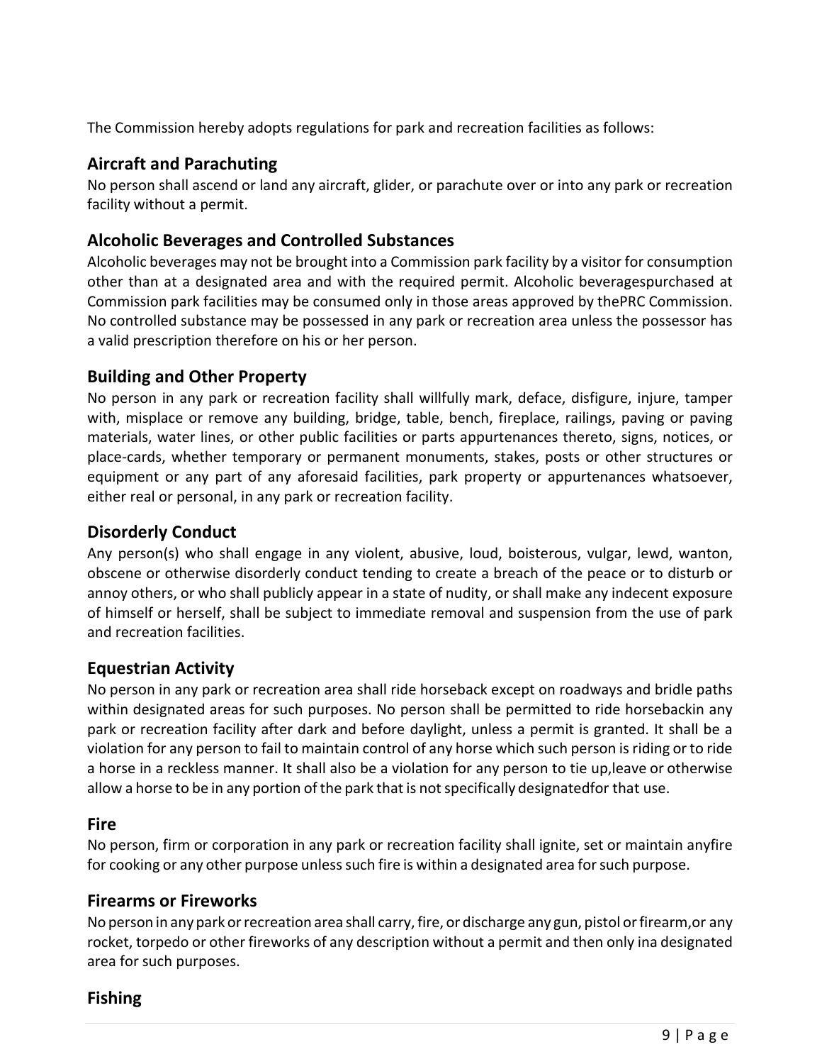The Commission hereby adopts regulations for park and recreation facilities as follows:

## Aircraft and Parachuting

No person shall ascend or land any aircraft, glider, or parachute over or into any park or recreation facility without a permit.

## Alcoholic Beverages and Controlled Substances

Alcoholic beverages may not be brought into a Commission park facility by a visitor for consumption other than at a designated area and with the required permit. Alcoholic beveragespurchased at Commission park facilities may be consumed only in those areas approved by thePRC Commission. No controlled substance may be possessed in any park or recreation area unless the possessor has a valid prescription therefore on his or her person.

## Building and Other Property

No person in any park or recreation facility shall willfully mark, deface, disfigure, injure, tamper with, misplace or remove any building, bridge, table, bench, fireplace, railings, paving or paving materials, water lines, or other public facilities or parts appurtenances thereto, signs, notices, or place-cards, whether temporary or permanent monuments, stakes, posts or other structures or equipment or any part of any aforesaid facilities, park property or appurtenances whatsoever, either real or personal, in any park or recreation facility.

## Disorderly Conduct

Any person(s) who shall engage in any violent, abusive, loud, boisterous, vulgar, lewd, wanton, obscene or otherwise disorderly conduct tending to create a breach of the peace or to disturb or annoy others, or who shall publicly appear in a state of nudity, or shall make any indecent exposure of himself or herself, shall be subject to immediate removal and suspension from the use of park and recreation facilities.

## Equestrian Activity

No person in any park or recreation area shall ride horseback except on roadways and bridle paths within designated areas for such purposes. No person shall be permitted to ride horsebackin any park or recreation facility after dark and before daylight, unless a permit is granted. It shall be a violation for any person to fail to maintain control of any horse which such person is riding or to ride a horse in a reckless manner. It shall also be a violation for any person to tie up,leave or otherwise allow a horse to be in any portion of the park that is not specifically designatedfor that use.

## Fire

No person, firm or corporation in any park or recreation facility shall ignite, set or maintain anyfire for cooking or any other purpose unless such fire is within a designated area for such purpose.

## Firearms or Fireworks

No person in any park or recreation area shall carry, fire, or discharge any gun, pistol or firearm,or any rocket, torpedo or other fireworks of any description without a permit and then only ina designated area for such purposes.

## Fishing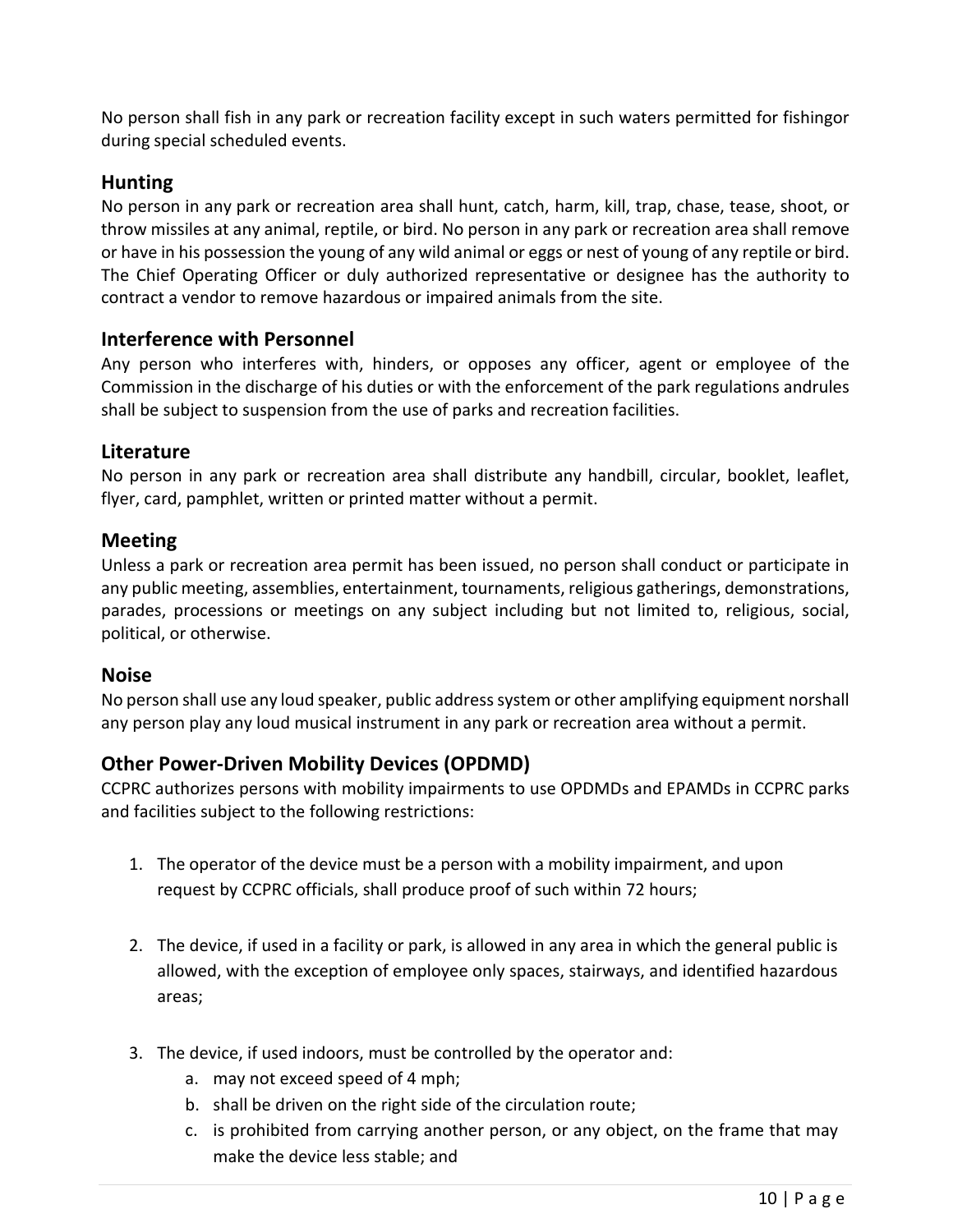No person shall fish in any park or recreation facility except in such waters permitted for fishingor during special scheduled events.

### Hunting

No person in any park or recreation area shall hunt, catch, harm, kill, trap, chase, tease, shoot, or throw missiles at any animal, reptile, or bird. No person in any park or recreation area shall remove or have in his possession the young of any wild animal or eggs or nest of young of any reptile or bird. The Chief Operating Officer or duly authorized representative or designee has the authority to contract a vendor to remove hazardous or impaired animals from the site.

### Interference with Personnel

Any person who interferes with, hinders, or opposes any officer, agent or employee of the Commission in the discharge of his duties or with the enforcement of the park regulations andrules shall be subject to suspension from the use of parks and recreation facilities.

### Literature

No person in any park or recreation area shall distribute any handbill, circular, booklet, leaflet, flyer, card, pamphlet, written or printed matter without a permit.

### Meeting

Unless a park or recreation area permit has been issued, no person shall conduct or participate in any public meeting, assemblies, entertainment, tournaments, religious gatherings, demonstrations, parades, processions or meetings on any subject including but not limited to, religious, social, political, or otherwise.

### Noise

No person shall use any loud speaker, public address system or other amplifying equipment norshall any person play any loud musical instrument in any park or recreation area without a permit.

### Other Power-Driven Mobility Devices (OPDMD)

CCPRC authorizes persons with mobility impairments to use OPDMDs and EPAMDs in CCPRC parks and facilities subject to the following restrictions:

1. The operator of the device must be a person with a mobility impairment, and upon request by CCPRC officials, shall produce proof of such within 72 hours;
2. The device, if used in a facility or park, is allowed in any area in which the general public is allowed, with the exception of employee only spaces, stairways, and identified hazardous areas;
3. The device, if used indoors, must be controlled by the operator and:
   a. may not exceed speed of 4 mph;
   b. shall be driven on the right side of the circulation route;
   c. is prohibited from carrying another person, or any object, on the frame that may make the device less stable; and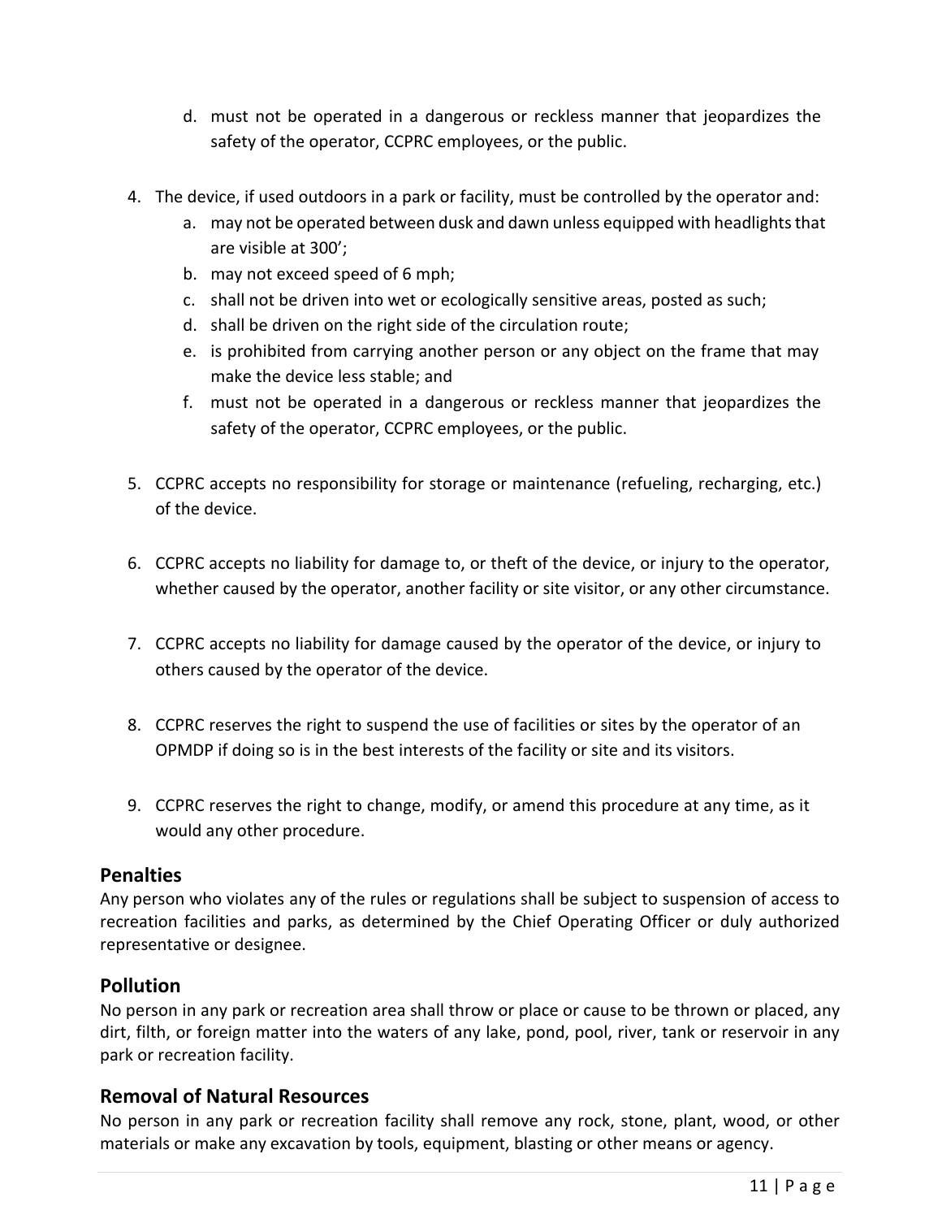d. must not be operated in a dangerous or reckless manner that jeopardizes the safety of the operator, CCPRC employees, or the public.

4. The device, if used outdoors in a park or facility, must be controlled by the operator and:
   a. may not be operated between dusk and dawn unless equipped with headlights that are visible at 300';
   b. may not exceed speed of 6 mph;
   c. shall not be driven into wet or ecologically sensitive areas, posted as such;
   d. shall be driven on the right side of the circulation route;
   e. is prohibited from carrying another person or any object on the frame that may make the device less stable; and
   f. must not be operated in a dangerous or reckless manner that jeopardizes the safety of the operator, CCPRC employees, or the public.

5. CCPRC accepts no responsibility for storage or maintenance (refueling, recharging, etc.) of the device.

6. CCPRC accepts no liability for damage to, or theft of the device, or injury to the operator, whether caused by the operator, another facility or site visitor, or any other circumstance.

7. CCPRC accepts no liability for damage caused by the operator of the device, or injury to others caused by the operator of the device.

8. CCPRC reserves the right to suspend the use of facilities or sites by the operator of an OPMDP if doing so is in the best interests of the facility or site and its visitors.

9. CCPRC reserves the right to change, modify, or amend this procedure at any time, as it would any other procedure.

## Penalties

Any person who violates any of the rules or regulations shall be subject to suspension of access to recreation facilities and parks, as determined by the Chief Operating Officer or duly authorized representative or designee.

## Pollution

No person in any park or recreation area shall throw or place or cause to be thrown or placed, any dirt, filth, or foreign matter into the waters of any lake, pond, pool, river, tank or reservoir in any park or recreation facility.

## Removal of Natural Resources

No person in any park or recreation facility shall remove any rock, stone, plant, wood, or other materials or make any excavation by tools, equipment, blasting or other means or agency.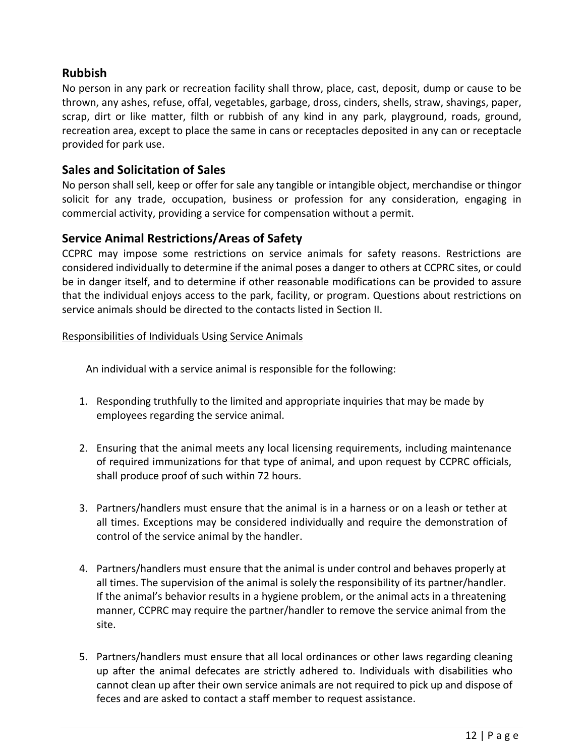## Rubbish

No person in any park or recreation facility shall throw, place, cast, deposit, dump or cause to be thrown, any ashes, refuse, offal, vegetables, garbage, dross, cinders, shells, straw, shavings, paper, scrap, dirt or like matter, filth or rubbish of any kind in any park, playground, roads, ground, recreation area, except to place the same in cans or receptacles deposited in any can or receptacle provided for park use.

## Sales and Solicitation of Sales

No person shall sell, keep or offer for sale any tangible or intangible object, merchandise or thingor solicit for any trade, occupation, business or profession for any consideration, engaging in commercial activity, providing a service for compensation without a permit.

## Service Animal Restrictions/Areas of Safety

CCPRC may impose some restrictions on service animals for safety reasons. Restrictions are considered individually to determine if the animal poses a danger to others at CCPRC sites, or could be in danger itself, and to determine if other reasonable modifications can be provided to assure that the individual enjoys access to the park, facility, or program. Questions about restrictions on service animals should be directed to the contacts listed in Section II.

Responsibilities of Individuals Using Service Animals

An individual with a service animal is responsible for the following:

1. Responding truthfully to the limited and appropriate inquiries that may be made by employees regarding the service animal.

2. Ensuring that the animal meets any local licensing requirements, including maintenance of required immunizations for that type of animal, and upon request by CCPRC officials, shall produce proof of such within 72 hours.

3. Partners/handlers must ensure that the animal is in a harness or on a leash or tether at all times. Exceptions may be considered individually and require the demonstration of control of the service animal by the handler.

4. Partners/handlers must ensure that the animal is under control and behaves properly at all times. The supervision of the animal is solely the responsibility of its partner/handler. If the animal's behavior results in a hygiene problem, or the animal acts in a threatening manner, CCPRC may require the partner/handler to remove the service animal from the site.

5. Partners/handlers must ensure that all local ordinances or other laws regarding cleaning up after the animal defecates are strictly adhered to. Individuals with disabilities who cannot clean up after their own service animals are not required to pick up and dispose of feces and are asked to contact a staff member to request assistance.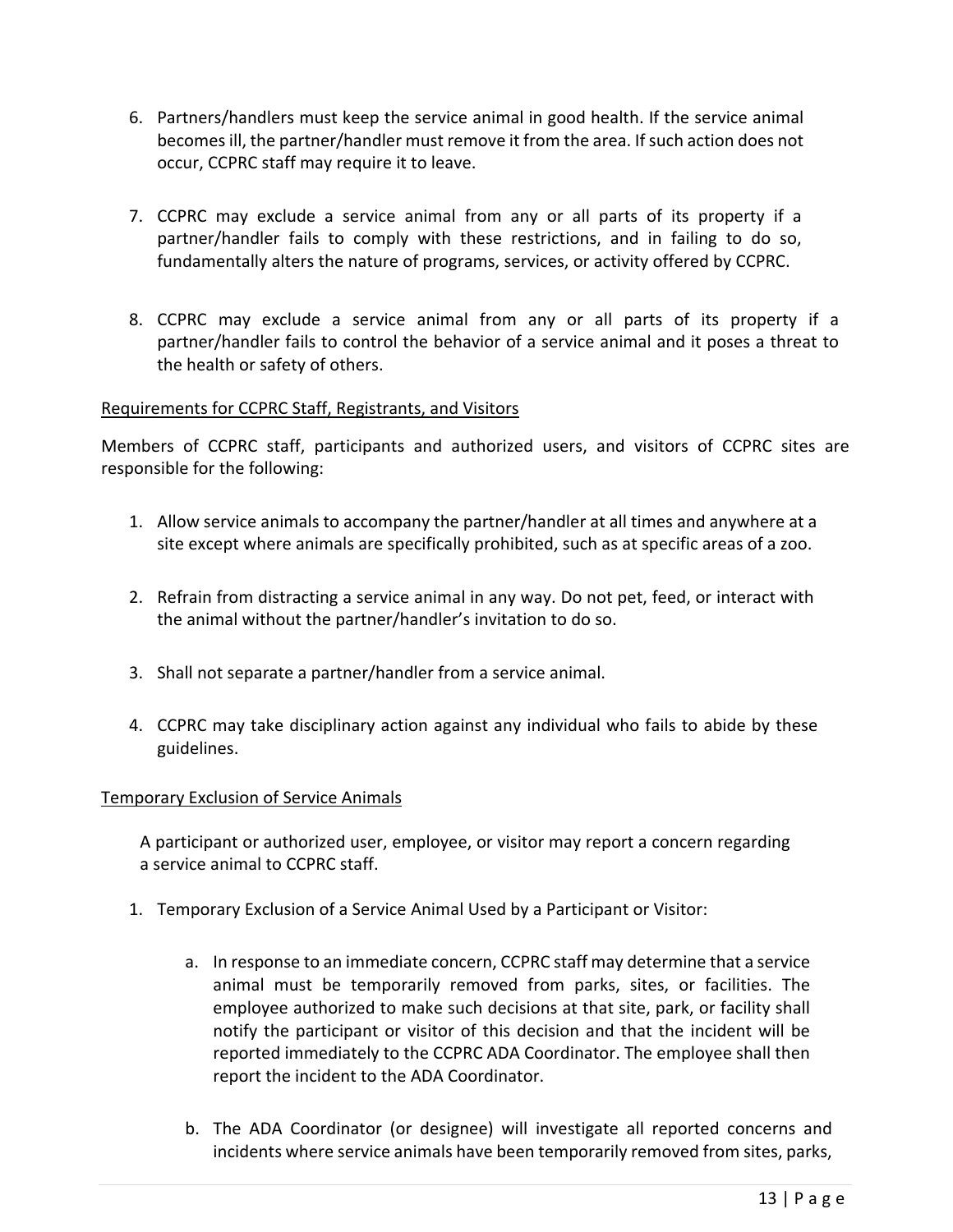6. Partners/handlers must keep the service animal in good health. If the service animal becomes ill, the partner/handler must remove it from the area. If such action does not occur, CCPRC staff may require it to leave.

7. CCPRC may exclude a service animal from any or all parts of its property if a partner/handler fails to comply with these restrictions, and in failing to do so, fundamentally alters the nature of programs, services, or activity offered by CCPRC.

8. CCPRC may exclude a service animal from any or all parts of its property if a partner/handler fails to control the behavior of a service animal and it poses a threat to the health or safety of others.

<u>Requirements for CCPRC Staff, Registrants, and Visitors</u>

Members of CCPRC staff, participants and authorized users, and visitors of CCPRC sites are responsible for the following:

1. Allow service animals to accompany the partner/handler at all times and anywhere at a site except where animals are specifically prohibited, such as at specific areas of a zoo.

2. Refrain from distracting a service animal in any way. Do not pet, feed, or interact with the animal without the partner/handler's invitation to do so.

3. Shall not separate a partner/handler from a service animal.

4. CCPRC may take disciplinary action against any individual who fails to abide by these guidelines.

<u>Temporary Exclusion of Service Animals</u>

A participant or authorized user, employee, or visitor may report a concern regarding a service animal to CCPRC staff.

1. Temporary Exclusion of a Service Animal Used by a Participant or Visitor:

    a. In response to an immediate concern, CCPRC staff may determine that a service animal must be temporarily removed from parks, sites, or facilities. The employee authorized to make such decisions at that site, park, or facility shall notify the participant or visitor of this decision and that the incident will be reported immediately to the CCPRC ADA Coordinator. The employee shall then report the incident to the ADA Coordinator.

    b. The ADA Coordinator (or designee) will investigate all reported concerns and incidents where service animals have been temporarily removed from sites, parks,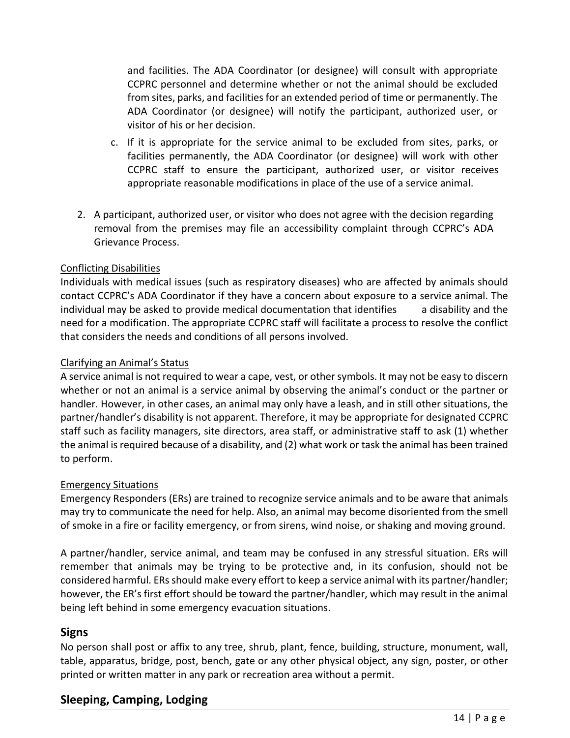and facilities. The ADA Coordinator (or designee) will consult with appropriate CCPRC personnel and determine whether or not the animal should be excluded from sites, parks, and facilities for an extended period of time or permanently. The ADA Coordinator (or designee) will notify the participant, authorized user, or visitor of his or her decision.

   c. If it is appropriate for the service animal to be excluded from sites, parks, or facilities permanently, the ADA Coordinator (or designee) will work with other CCPRC staff to ensure the participant, authorized user, or visitor receives appropriate reasonable modifications in place of the use of a service animal.

2. A participant, authorized user, or visitor who does not agree with the decision regarding removal from the premises may file an accessibility complaint through CCPRC's ADA Grievance Process.

<u>Conflicting Disabilities</u>

Individuals with medical issues (such as respiratory diseases) who are affected by animals should contact CCPRC's ADA Coordinator if they have a concern about exposure to a service animal. The individual may be asked to provide medical documentation that identifies a disability and the need for a modification. The appropriate CCPRC staff will facilitate a process to resolve the conflict that considers the needs and conditions of all persons involved.

<u>Clarifying an Animal's Status</u>

A service animal is not required to wear a cape, vest, or other symbols. It may not be easy to discern whether or not an animal is a service animal by observing the animal's conduct or the partner or handler. However, in other cases, an animal may only have a leash, and in still other situations, the partner/handler's disability is not apparent. Therefore, it may be appropriate for designated CCPRC staff such as facility managers, site directors, area staff, or administrative staff to ask (1) whether the animal is required because of a disability, and (2) what work or task the animal has been trained to perform.

<u>Emergency Situations</u>

Emergency Responders (ERs) are trained to recognize service animals and to be aware that animals may try to communicate the need for help. Also, an animal may become disoriented from the smell of smoke in a fire or facility emergency, or from sirens, wind noise, or shaking and moving ground.

A partner/handler, service animal, and team may be confused in any stressful situation. ERs will remember that animals may be trying to be protective and, in its confusion, should not be considered harmful. ERs should make every effort to keep a service animal with its partner/handler; however, the ER's first effort should be toward the partner/handler, which may result in the animal being left behind in some emergency evacuation situations.

## Signs

No person shall post or affix to any tree, shrub, plant, fence, building, structure, monument, wall, table, apparatus, bridge, post, bench, gate or any other physical object, any sign, poster, or other printed or written matter in any park or recreation area without a permit.

## Sleeping, Camping, Lodging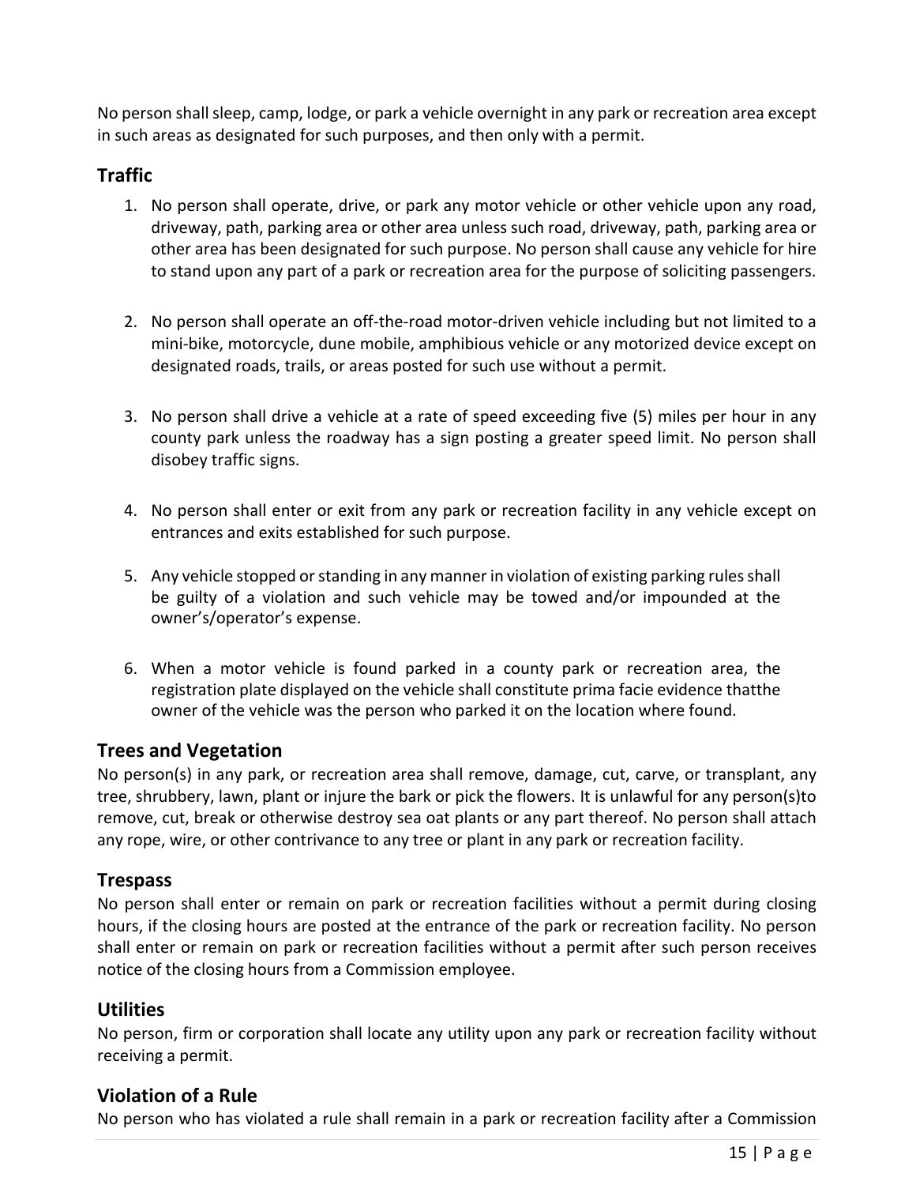No person shall sleep, camp, lodge, or park a vehicle overnight in any park or recreation area except in such areas as designated for such purposes, and then only with a permit.

## Traffic

1. No person shall operate, drive, or park any motor vehicle or other vehicle upon any road, driveway, path, parking area or other area unless such road, driveway, path, parking area or other area has been designated for such purpose. No person shall cause any vehicle for hire to stand upon any part of a park or recreation area for the purpose of soliciting passengers.

2. No person shall operate an off-the-road motor-driven vehicle including but not limited to a mini-bike, motorcycle, dune mobile, amphibious vehicle or any motorized device except on designated roads, trails, or areas posted for such use without a permit.

3. No person shall drive a vehicle at a rate of speed exceeding five (5) miles per hour in any county park unless the roadway has a sign posting a greater speed limit. No person shall disobey traffic signs.

4. No person shall enter or exit from any park or recreation facility in any vehicle except on entrances and exits established for such purpose.

5. Any vehicle stopped or standing in any manner in violation of existing parking rules shall be guilty of a violation and such vehicle may be towed and/or impounded at the owner's/operator's expense.

6. When a motor vehicle is found parked in a county park or recreation area, the registration plate displayed on the vehicle shall constitute prima facie evidence thatthe owner of the vehicle was the person who parked it on the location where found.

## Trees and Vegetation

No person(s) in any park, or recreation area shall remove, damage, cut, carve, or transplant, any tree, shrubbery, lawn, plant or injure the bark or pick the flowers. It is unlawful for any person(s)to remove, cut, break or otherwise destroy sea oat plants or any part thereof. No person shall attach any rope, wire, or other contrivance to any tree or plant in any park or recreation facility.

## Trespass

No person shall enter or remain on park or recreation facilities without a permit during closing hours, if the closing hours are posted at the entrance of the park or recreation facility. No person shall enter or remain on park or recreation facilities without a permit after such person receives notice of the closing hours from a Commission employee.

## Utilities

No person, firm or corporation shall locate any utility upon any park or recreation facility without receiving a permit.

## Violation of a Rule

No person who has violated a rule shall remain in a park or recreation facility after a Commission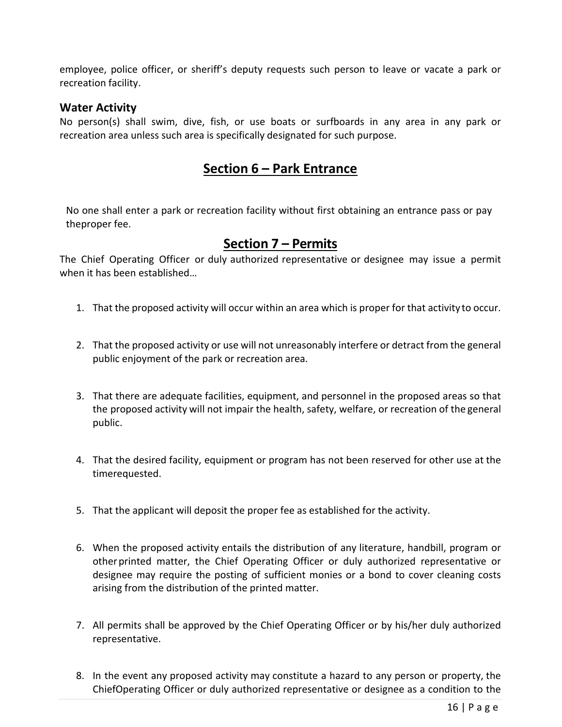employee, police officer, or sheriff's deputy requests such person to leave or vacate a park or recreation facility.

### Water Activity

No person(s) shall swim, dive, fish, or use boats or surfboards in any area in any park or recreation area unless such area is specifically designated for such purpose.

## Section 6 – Park Entrance

No one shall enter a park or recreation facility without first obtaining an entrance pass or pay theproper fee.

## Section 7 – Permits

The Chief Operating Officer or duly authorized representative or designee may issue a permit when it has been established…

1. That the proposed activity will occur within an area which is proper for that activity to occur.

2. That the proposed activity or use will not unreasonably interfere or detract from the general public enjoyment of the park or recreation area.

3. That there are adequate facilities, equipment, and personnel in the proposed areas so that the proposed activity will not impair the health, safety, welfare, or recreation of the general public.

4. That the desired facility, equipment or program has not been reserved for other use at the timerequested.

5. That the applicant will deposit the proper fee as established for the activity.

6. When the proposed activity entails the distribution of any literature, handbill, program or otherprinted matter, the Chief Operating Officer or duly authorized representative or designee may require the posting of sufficient monies or a bond to cover cleaning costs arising from the distribution of the printed matter.

7. All permits shall be approved by the Chief Operating Officer or by his/her duly authorized representative.

8. In the event any proposed activity may constitute a hazard to any person or property, the ChiefOperating Officer or duly authorized representative or designee as a condition to the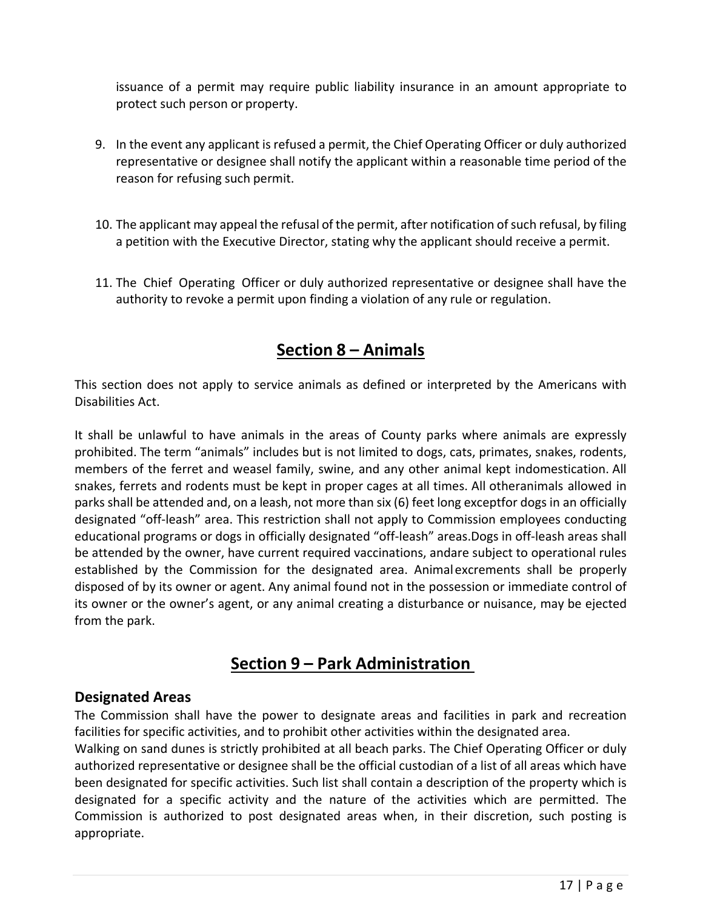issuance of a permit may require public liability insurance in an amount appropriate to protect such person or property.

9. In the event any applicant is refused a permit, the Chief Operating Officer or duly authorized representative or designee shall notify the applicant within a reasonable time period of the reason for refusing such permit.

10. The applicant may appeal the refusal of the permit, after notification of such refusal, by filing a petition with the Executive Director, stating why the applicant should receive a permit.

11. The Chief Operating Officer or duly authorized representative or designee shall have the authority to revoke a permit upon finding a violation of any rule or regulation.

## Section 8 – Animals

This section does not apply to service animals as defined or interpreted by the Americans with Disabilities Act.

It shall be unlawful to have animals in the areas of County parks where animals are expressly prohibited. The term "animals" includes but is not limited to dogs, cats, primates, snakes, rodents, members of the ferret and weasel family, swine, and any other animal kept indomestication. All snakes, ferrets and rodents must be kept in proper cages at all times. All otheranimals allowed in parks shall be attended and, on a leash, not more than six (6) feet long exceptfor dogs in an officially designated "off-leash" area. This restriction shall not apply to Commission employees conducting educational programs or dogs in officially designated "off-leash" areas.Dogs in off-leash areas shall be attended by the owner, have current required vaccinations, andare subject to operational rules established by the Commission for the designated area. Animal excrements shall be properly disposed of by its owner or agent. Any animal found not in the possession or immediate control of its owner or the owner's agent, or any animal creating a disturbance or nuisance, may be ejected from the park.

## Section 9 – Park Administration

### Designated Areas

The Commission shall have the power to designate areas and facilities in park and recreation facilities for specific activities, and to prohibit other activities within the designated area.

Walking on sand dunes is strictly prohibited at all beach parks. The Chief Operating Officer or duly authorized representative or designee shall be the official custodian of a list of all areas which have been designated for specific activities. Such list shall contain a description of the property which is designated for a specific activity and the nature of the activities which are permitted. The Commission is authorized to post designated areas when, in their discretion, such posting is appropriate.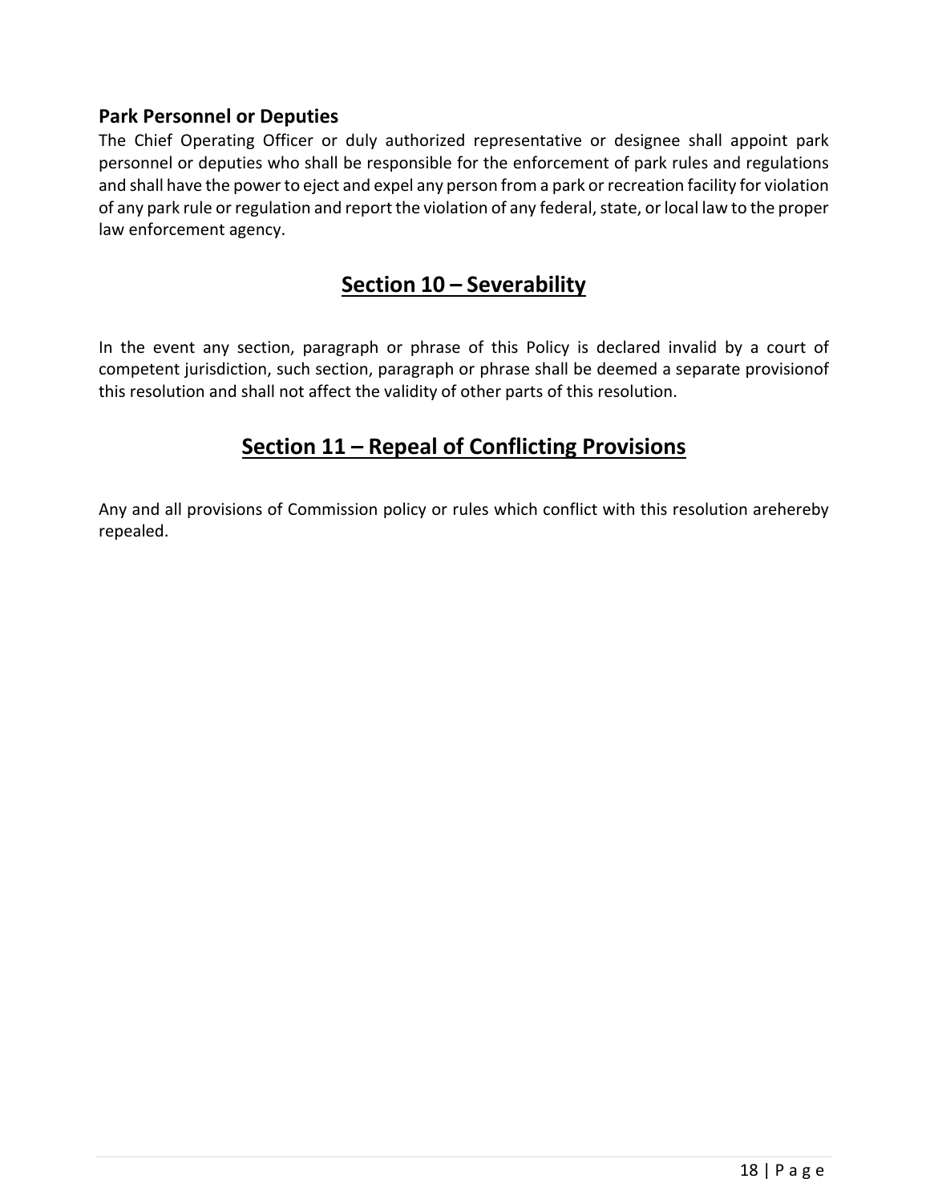### Park Personnel or Deputies

The Chief Operating Officer or duly authorized representative or designee shall appoint park personnel or deputies who shall be responsible for the enforcement of park rules and regulations and shall have the power to eject and expel any person from a park or recreation facility for violation of any park rule or regulation and report the violation of any federal, state, or local law to the proper law enforcement agency.

## Section 10 – Severability

In the event any section, paragraph or phrase of this Policy is declared invalid by a court of competent jurisdiction, such section, paragraph or phrase shall be deemed a separate provisionof this resolution and shall not affect the validity of other parts of this resolution.

## Section 11 – Repeal of Conflicting Provisions

Any and all provisions of Commission policy or rules which conflict with this resolution arehereby repealed.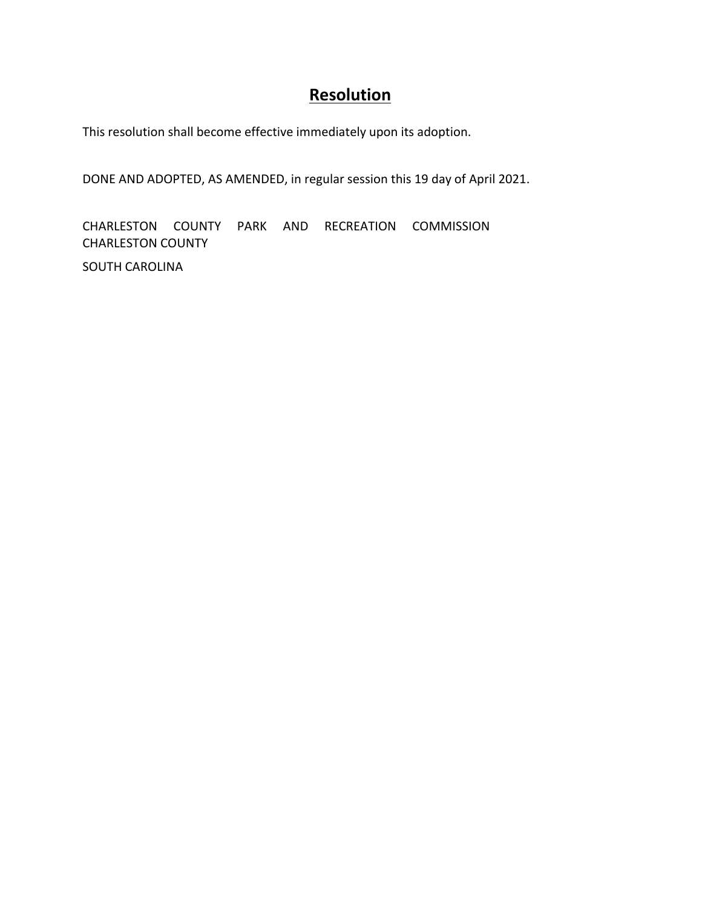# Resolution

This resolution shall become effective immediately upon its adoption.

DONE AND ADOPTED, AS AMENDED, in regular session this 19 day of April 2021.

CHARLESTON COUNTY PARK AND RECREATION COMMISSION
CHARLESTON COUNTY

SOUTH CAROLINA